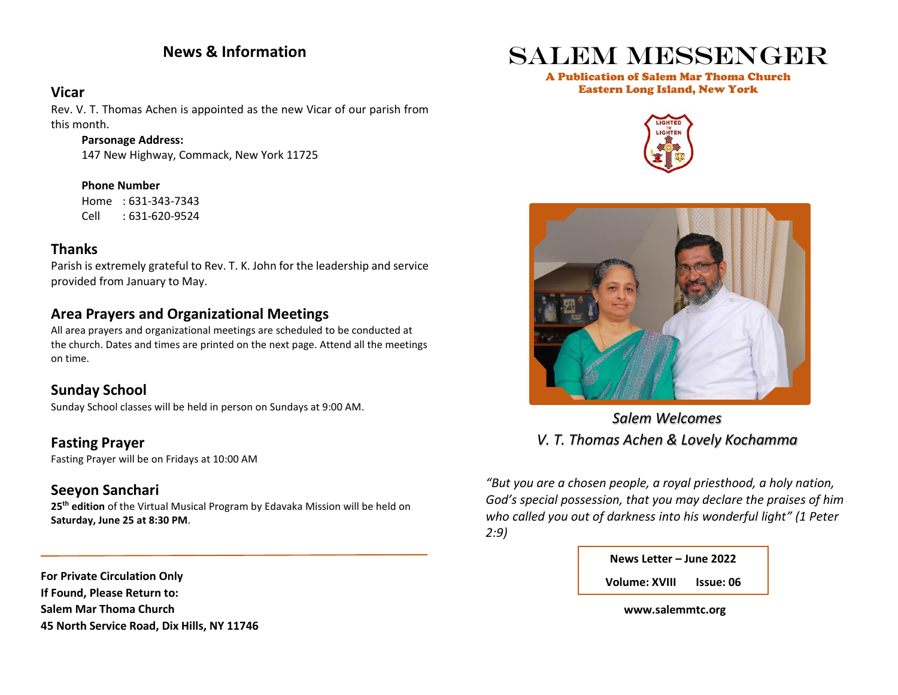## News & Information

### Vicar

Rev. V. T. Thomas Achen is appointed as the new Vicar of our parish from this month.

**Parsonage Address:**
147 New Highway, Commack, New York 11725

**Phone Number**
Home : 631-343-7343
Cell : 631-620-9524

### Thanks

Parish is extremely grateful to Rev. T. K. John for the leadership and service provided from January to May.

### Area Prayers and Organizational Meetings

All area prayers and organizational meetings are scheduled to be conducted at the church. Dates and times are printed on the next page. Attend all the meetings on time.

### Sunday School

Sunday School classes will be held in person on Sundays at 9:00 AM.

### Fasting Prayer

Fasting Prayer will be on Fridays at 10:00 AM

### Seeyon Sanchari

**25th edition** of the Virtual Musical Program by Edavaka Mission will be held on **Saturday, June 25 at 8:30 PM**.

---

**For Private Circulation Only**
**If Found, Please Return to:**
**Salem Mar Thoma Church**
**45 North Service Road, Dix Hills, NY 11746**

# SALEM MESSENGER

**A Publication of Salem Mar Thoma Church**
**Eastern Long Island, New York**

LIGHTED TO LIGHTEN

*Salem Welcomes*
*V. T. Thomas Achen & Lovely Kochamma*

*"But you are a chosen people, a royal priesthood, a holy nation, God's special possession, that you may declare the praises of him who called you out of darkness into his wonderful light" (1 Peter 2:9)*

**News Letter – June 2022**
**Volume: XVIII Issue: 06**

**www.salemmtc.org**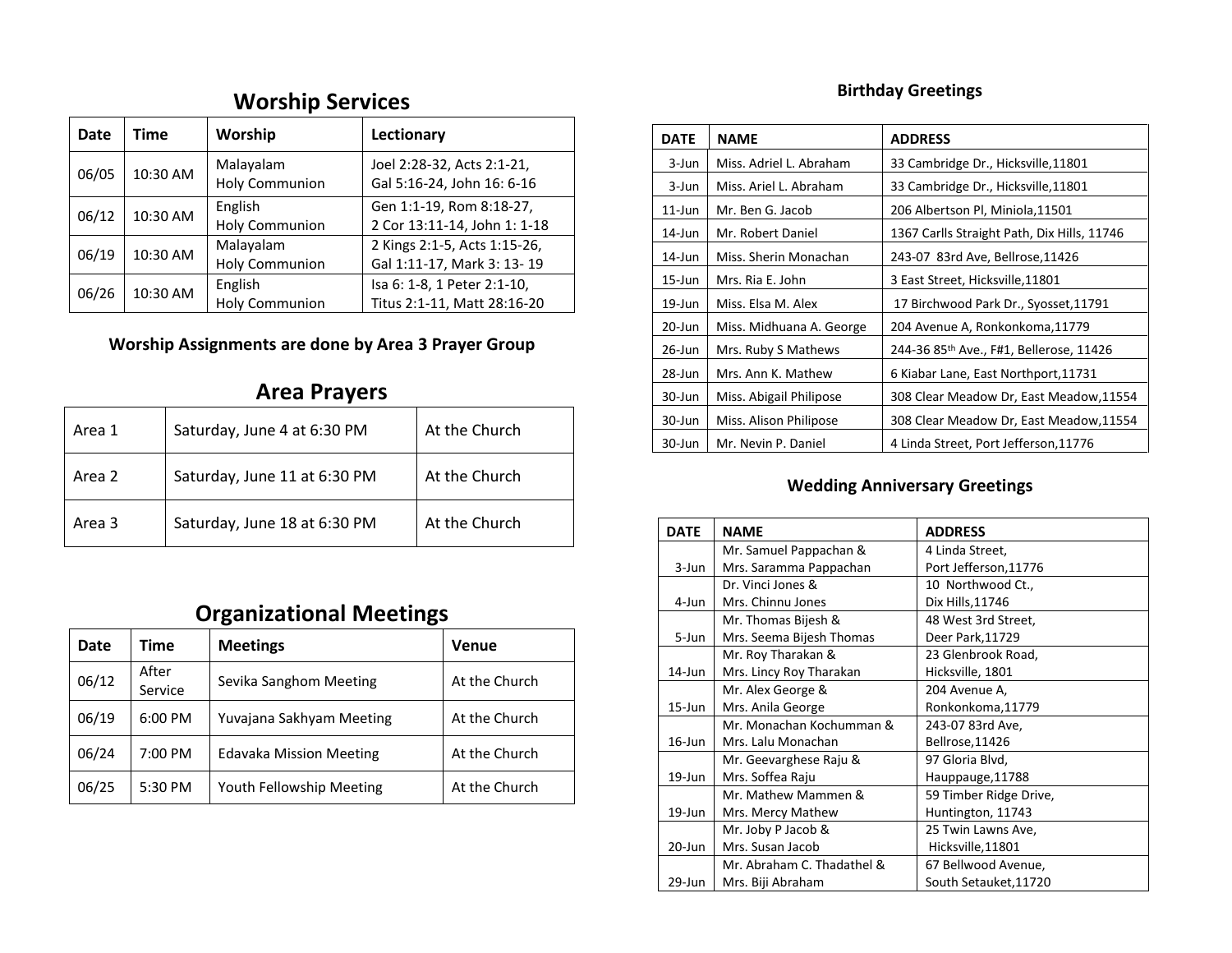## Worship Services

| Date | Time | Worship | Lectionary |
| --- | --- | --- | --- |
| 06/05 | 10:30 AM | Malayalam Holy Communion | Joel 2:28-32, Acts 2:1-21, Gal 5:16-24, John 16: 6-16 |
| 06/12 | 10:30 AM | English Holy Communion | Gen 1:1-19, Rom 8:18-27, 2 Cor 13:11-14, John 1: 1-18 |
| 06/19 | 10:30 AM | Malayalam Holy Communion | 2 Kings 2:1-5, Acts 1:15-26, Gal 1:11-17, Mark 3: 13- 19 |
| 06/26 | 10:30 AM | English Holy Communion | Isa 6: 1-8, 1 Peter 2:1-10, Titus 2:1-11, Matt 28:16-20 |

**Worship Assignments are done by Area 3 Prayer Group**

## Area Prayers

| | | |
| --- | --- | --- |
| Area 1 | Saturday, June 4 at 6:30 PM | At the Church |
| Area 2 | Saturday, June 11 at 6:30 PM | At the Church |
| Area 3 | Saturday, June 18 at 6:30 PM | At the Church |

## Organizational Meetings

| Date | Time | Meetings | Venue |
| --- | --- | --- | --- |
| 06/12 | After Service | Sevika Sanghom Meeting | At the Church |
| 06/19 | 6:00 PM | Yuvajana Sakhyam Meeting | At the Church |
| 06/24 | 7:00 PM | Edavaka Mission Meeting | At the Church |
| 06/25 | 5:30 PM | Youth Fellowship Meeting | At the Church |

### Birthday Greetings

| DATE | NAME | ADDRESS |
| --- | --- | --- |
| 3-Jun | Miss. Adriel L. Abraham | 33 Cambridge Dr., Hicksville,11801 |
| 3-Jun | Miss. Ariel L. Abraham | 33 Cambridge Dr., Hicksville,11801 |
| 11-Jun | Mr. Ben G. Jacob | 206 Albertson Pl, Miniola,11501 |
| 14-Jun | Mr. Robert Daniel | 1367 Carlls Straight Path, Dix Hills, 11746 |
| 14-Jun | Miss. Sherin Monachan | 243-07 83rd Ave, Bellrose,11426 |
| 15-Jun | Mrs. Ria E. John | 3 East Street, Hicksville,11801 |
| 19-Jun | Miss. Elsa M. Alex | 17 Birchwood Park Dr., Syosset,11791 |
| 20-Jun | Miss. Midhuana A. George | 204 Avenue A, Ronkonkoma,11779 |
| 26-Jun | Mrs. Ruby S Mathews | 244-36 85th Ave., F#1, Bellerose, 11426 |
| 28-Jun | Mrs. Ann K. Mathew | 6 Kiabar Lane, East Northport,11731 |
| 30-Jun | Miss. Abigail Philipose | 308 Clear Meadow Dr, East Meadow,11554 |
| 30-Jun | Miss. Alison Philipose | 308 Clear Meadow Dr, East Meadow,11554 |
| 30-Jun | Mr. Nevin P. Daniel | 4 Linda Street, Port Jefferson,11776 |

### Wedding Anniversary Greetings

| DATE | NAME | ADDRESS |
| --- | --- | --- |
| 3-Jun | Mr. Samuel Pappachan & Mrs. Saramma Pappachan | 4 Linda Street, Port Jefferson,11776 |
| 4-Jun | Dr. Vinci Jones & Mrs. Chinnu Jones | 10 Northwood Ct., Dix Hills,11746 |
| 5-Jun | Mr. Thomas Bijesh & Mrs. Seema Bijesh Thomas | 48 West 3rd Street, Deer Park,11729 |
| 14-Jun | Mr. Roy Tharakan & Mrs. Lincy Roy Tharakan | 23 Glenbrook Road, Hicksville, 1801 |
| 15-Jun | Mr. Alex George & Mrs. Anila George | 204 Avenue A, Ronkonkoma,11779 |
| 16-Jun | Mr. Monachan Kochumman & Mrs. Lalu Monachan | 243-07 83rd Ave, Bellrose,11426 |
| 19-Jun | Mr. Geevarghese Raju & Mrs. Soffea Raju | 97 Gloria Blvd, Hauppauge,11788 |
| 19-Jun | Mr. Mathew Mammen & Mrs. Mercy Mathew | 59 Timber Ridge Drive, Huntington, 11743 |
| 20-Jun | Mr. Joby P Jacob & Mrs. Susan Jacob | 25 Twin Lawns Ave, Hicksville,11801 |
| 29-Jun | Mr. Abraham C. Thadathel & Mrs. Biji Abraham | 67 Bellwood Avenue, South Setauket,11720 |